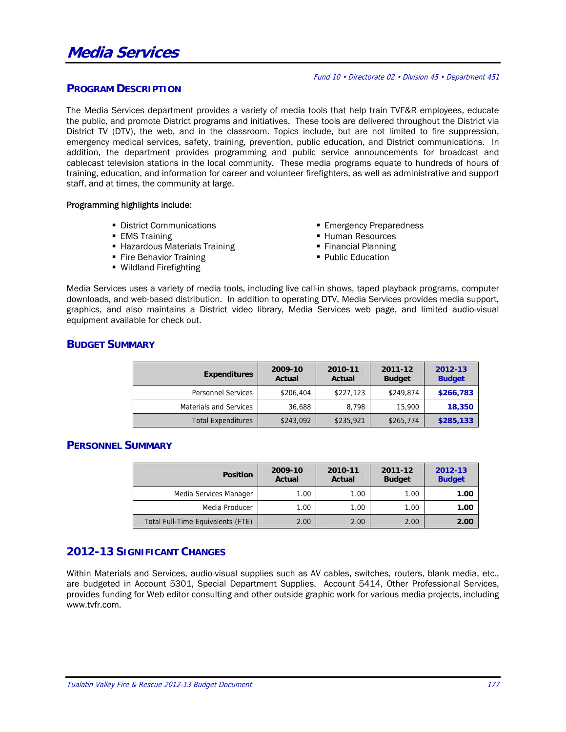# Media Services

*Fund 10 • Directorate 02 • Division 45 • Department 451*

## Program Description

The Media Services department provides a variety of media tools that help train TVF&R employees, educate the public, and promote District programs and initiatives. These tools are delivered throughout the District via District TV (DTV), the web, and in the classroom. Topics include, but are not limited to fire suppression, emergency medical services, safety, training, prevention, public education, and District communications. In addition, the department provides programming and public service announcements for broadcast and cablecast television stations in the local community. These media programs equate to hundreds of hours of training, education, and information for career and volunteer firefighters, as well as administrative and support staff, and at times, the community at large.

Programming highlights include:

- District Communications
- EMS Training
- Hazardous Materials Training
- Fire Behavior Training
- Wildland Firefighting
- Emergency Preparedness
- Human Resources
- Financial Planning
- Public Education

Media Services uses a variety of media tools, including live call-in shows, taped playback programs, computer downloads, and web-based distribution. In addition to operating DTV, Media Services provides media support, graphics, and also maintains a District video library, Media Services web page, and limited audio-visual equipment available for check out.

## Budget Summary

| Expenditures | 2009-10 Actual | 2010-11 Actual | 2011-12 Budget | 2012-13 Budget |
|---|---|---|---|---|
| Personnel Services | $206,404 | $227,123 | $249,874 | **$266,783** |
| Materials and Services | 36,688 | 8,798 | 15,900 | **18,350** |
| Total Expenditures | $243,092 | $235,921 | $265,774 | **$285,133** |

## Personnel Summary

| Position | 2009-10 Actual | 2010-11 Actual | 2011-12 Budget | 2012-13 Budget |
|---|---|---|---|---|
| Media Services Manager | 1.00 | 1.00 | 1.00 | **1.00** |
| Media Producer | 1.00 | 1.00 | 1.00 | **1.00** |
| Total Full-Time Equivalents (FTE) | 2.00 | 2.00 | 2.00 | **2.00** |

## 2012-13 Significant Changes

Within Materials and Services, audio-visual supplies such as AV cables, switches, routers, blank media, etc., are budgeted in Account 5301, Special Department Supplies. Account 5414, Other Professional Services, provides funding for Web editor consulting and other outside graphic work for various media projects, including www.tvfr.com.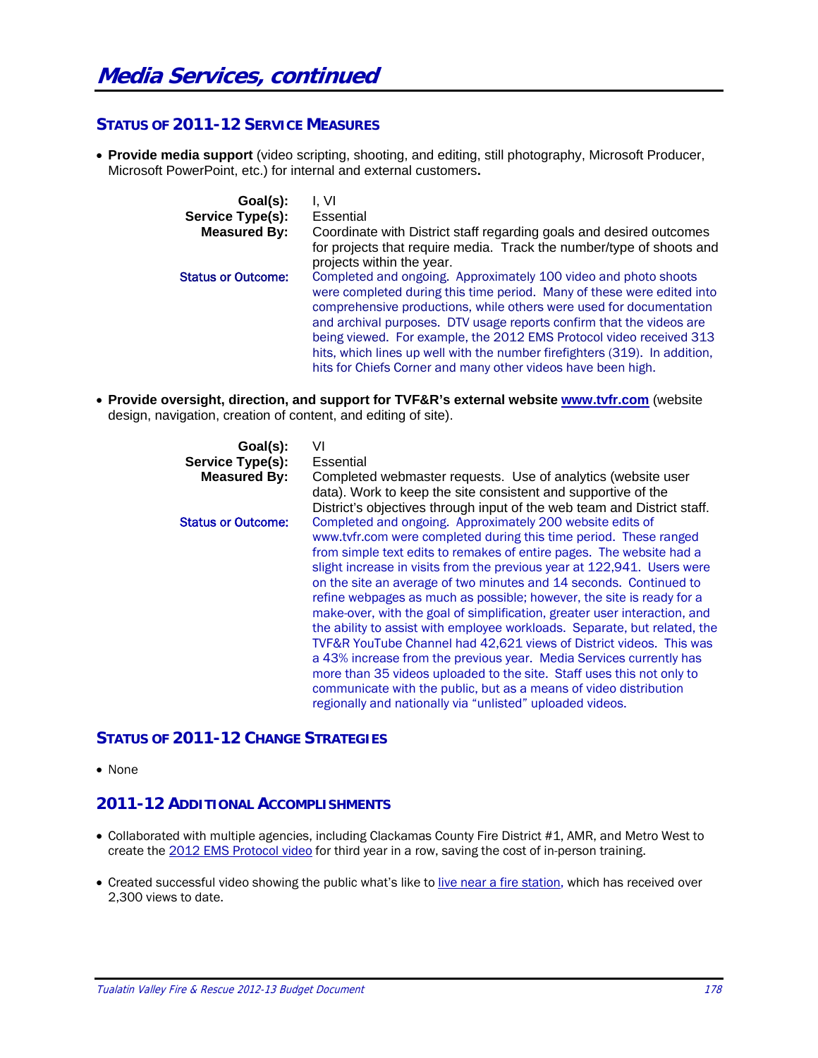# Media Services, continued

## STATUS OF 2011-12 SERVICE MEASURES

- **Provide media support** (video scripting, shooting, and editing, still photography, Microsoft Producer, Microsoft PowerPoint, etc.) for internal and external customers**.**

| | |
|---|---|
| **Goal(s):** | I, VI |
| **Service Type(s):** | Essential |
| **Measured By:** | Coordinate with District staff regarding goals and desired outcomes for projects that require media. Track the number/type of shoots and projects within the year. |
| Status or Outcome: | Completed and ongoing. Approximately 100 video and photo shoots were completed during this time period. Many of these were edited into comprehensive productions, while others were used for documentation and archival purposes. DTV usage reports confirm that the videos are being viewed. For example, the 2012 EMS Protocol video received 313 hits, which lines up well with the number firefighters (319). In addition, hits for Chiefs Corner and many other videos have been high. |

- **Provide oversight, direction, and support for TVF&R's external website [www.tvfr.com](www.tvfr.com)** (website design, navigation, creation of content, and editing of site).

| | |
|---|---|
| **Goal(s):** | VI |
| **Service Type(s):** | Essential |
| **Measured By:** | Completed webmaster requests. Use of analytics (website user data). Work to keep the site consistent and supportive of the District's objectives through input of the web team and District staff. |
| Status or Outcome: | Completed and ongoing. Approximately 200 website edits of www.tvfr.com were completed during this time period. These ranged from simple text edits to remakes of entire pages. The website had a slight increase in visits from the previous year at 122,941. Users were on the site an average of two minutes and 14 seconds. Continued to refine webpages as much as possible; however, the site is ready for a make-over, with the goal of simplification, greater user interaction, and the ability to assist with employee workloads. Separate, but related, the TVF&R YouTube Channel had 42,621 views of District videos. This was a 43% increase from the previous year. Media Services currently has more than 35 videos uploaded to the site. Staff uses this not only to communicate with the public, but as a means of video distribution regionally and nationally via "unlisted" uploaded videos. |

## STATUS OF 2011-12 CHANGE STRATEGIES

- None

## 2011-12 ADDITIONAL ACCOMPLISHMENTS

- Collaborated with multiple agencies, including Clackamas County Fire District #1, AMR, and Metro West to create the 2012 EMS Protocol video for third year in a row, saving the cost of in-person training.

- Created successful video showing the public what's like to live near a fire station, which has received over 2,300 views to date.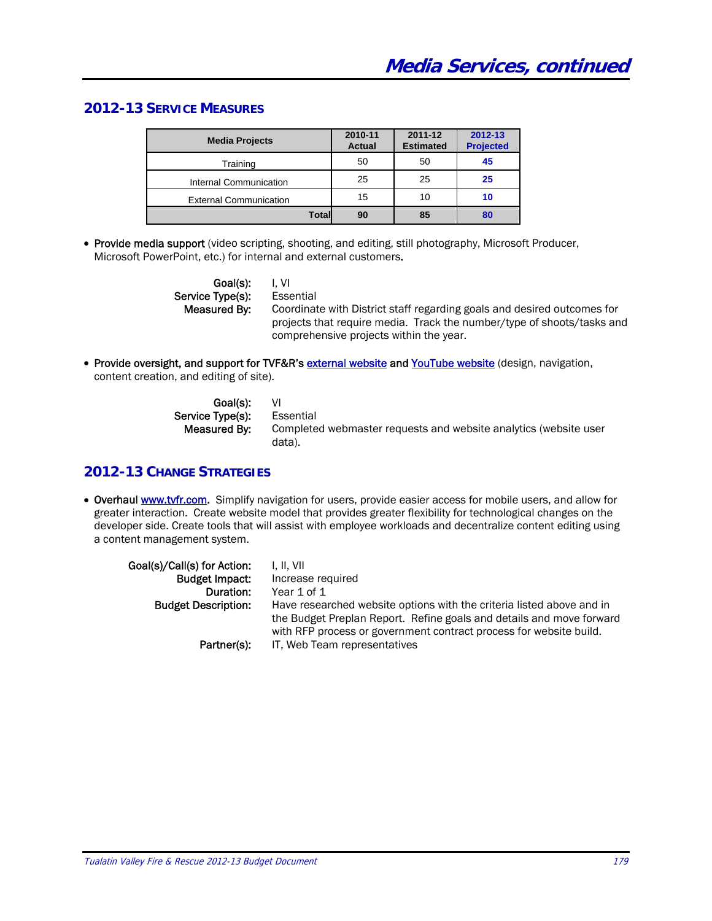# Media Services, continued

## 2012-13 Service Measures

| Media Projects | 2010-11 Actual | 2011-12 Estimated | 2012-13 Projected |
|---|---|---|---|
| Training | 50 | 50 | **45** |
| Internal Communication | 25 | 25 | **25** |
| External Communication | 15 | 10 | **10** |
| **Total** | **90** | **85** | **80** |

- Provide media support (video scripting, shooting, and editing, still photography, Microsoft Producer, Microsoft PowerPoint, etc.) for internal and external customers.

  Goal(s): I, VI
  Service Type(s): Essential
  Measured By: Coordinate with District staff regarding goals and desired outcomes for projects that require media. Track the number/type of shoots/tasks and comprehensive projects within the year.

- Provide oversight, and support for TVF&R's external website and YouTube website (design, navigation, content creation, and editing of site).

  Goal(s): VI
  Service Type(s): Essential
  Measured By: Completed webmaster requests and website analytics (website user data).

## 2012-13 Change Strategies

- Overhaul www.tvfr.com. Simplify navigation for users, provide easier access for mobile users, and allow for greater interaction. Create website model that provides greater flexibility for technological changes on the developer side. Create tools that will assist with employee workloads and decentralize content editing using a content management system.

  Goal(s)/Call(s) for Action: I, II, VII
  Budget Impact: Increase required
  Duration: Year 1 of 1
  Budget Description: Have researched website options with the criteria listed above and in the Budget Preplan Report. Refine goals and details and move forward with RFP process or government contract process for website build.
  Partner(s): IT, Web Team representatives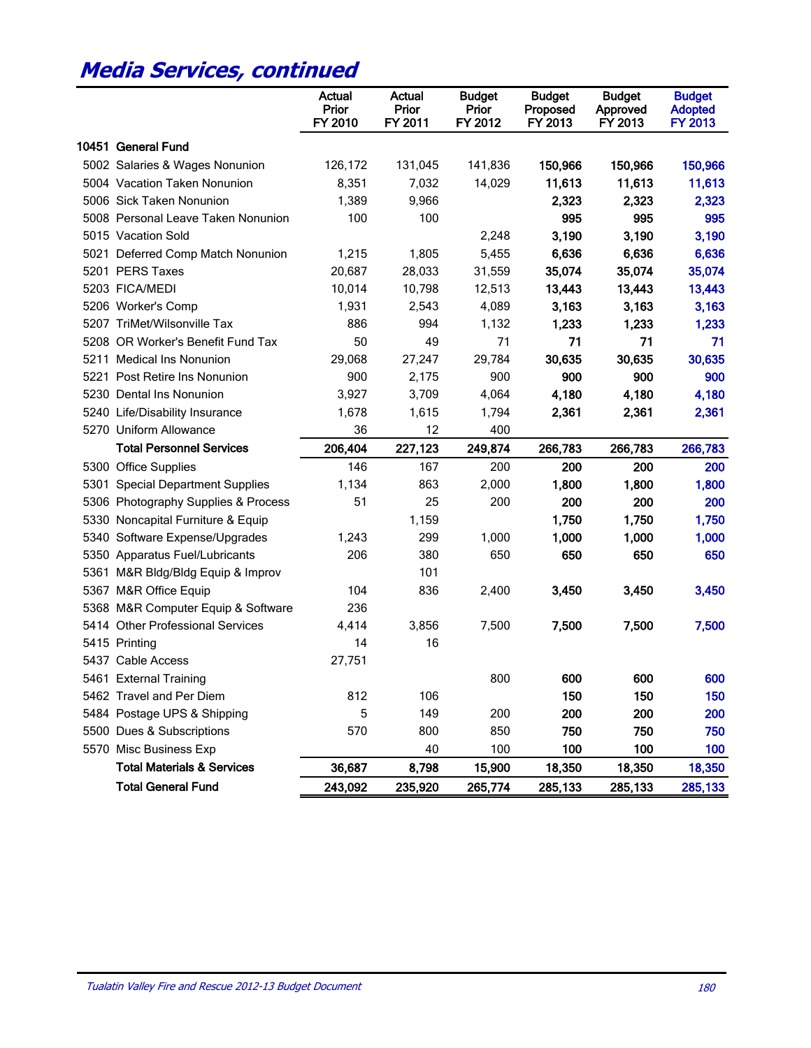## *Media Services, continued*

| | Actual Prior FY 2010 | Actual Prior FY 2011 | Budget Prior FY 2012 | Budget Proposed FY 2013 | Budget Approved FY 2013 | Budget Adopted FY 2013 |
|---|---|---|---|---|---|---|
| **10451 General Fund** | | | | | | |
| 5002 Salaries & Wages Nonunion | 126,172 | 131,045 | 141,836 | **150,966** | **150,966** | **150,966** |
| 5004 Vacation Taken Nonunion | 8,351 | 7,032 | 14,029 | **11,613** | **11,613** | **11,613** |
| 5006 Sick Taken Nonunion | 1,389 | 9,966 | | **2,323** | **2,323** | **2,323** |
| 5008 Personal Leave Taken Nonunion | 100 | 100 | | **995** | **995** | **995** |
| 5015 Vacation Sold | | | 2,248 | **3,190** | **3,190** | **3,190** |
| 5021 Deferred Comp Match Nonunion | 1,215 | 1,805 | 5,455 | **6,636** | **6,636** | **6,636** |
| 5201 PERS Taxes | 20,687 | 28,033 | 31,559 | **35,074** | **35,074** | **35,074** |
| 5203 FICA/MEDI | 10,014 | 10,798 | 12,513 | **13,443** | **13,443** | **13,443** |
| 5206 Worker's Comp | 1,931 | 2,543 | 4,089 | **3,163** | **3,163** | **3,163** |
| 5207 TriMet/Wilsonville Tax | 886 | 994 | 1,132 | **1,233** | **1,233** | **1,233** |
| 5208 OR Worker's Benefit Fund Tax | 50 | 49 | 71 | **71** | **71** | **71** |
| 5211 Medical Ins Nonunion | 29,068 | 27,247 | 29,784 | **30,635** | **30,635** | **30,635** |
| 5221 Post Retire Ins Nonunion | 900 | 2,175 | 900 | **900** | **900** | **900** |
| 5230 Dental Ins Nonunion | 3,927 | 3,709 | 4,064 | **4,180** | **4,180** | **4,180** |
| 5240 Life/Disability Insurance | 1,678 | 1,615 | 1,794 | **2,361** | **2,361** | **2,361** |
| 5270 Uniform Allowance | 36 | 12 | 400 | | | |
| **Total Personnel Services** | **206,404** | **227,123** | **249,874** | **266,783** | **266,783** | **266,783** |
| 5300 Office Supplies | 146 | 167 | 200 | **200** | **200** | **200** |
| 5301 Special Department Supplies | 1,134 | 863 | 2,000 | **1,800** | **1,800** | **1,800** |
| 5306 Photography Supplies & Process | 51 | 25 | 200 | **200** | **200** | **200** |
| 5330 Noncapital Furniture & Equip | | 1,159 | | **1,750** | **1,750** | **1,750** |
| 5340 Software Expense/Upgrades | 1,243 | 299 | 1,000 | **1,000** | **1,000** | **1,000** |
| 5350 Apparatus Fuel/Lubricants | 206 | 380 | 650 | **650** | **650** | **650** |
| 5361 M&R Bldg/Bldg Equip & Improv | | 101 | | | | |
| 5367 M&R Office Equip | 104 | 836 | 2,400 | **3,450** | **3,450** | **3,450** |
| 5368 M&R Computer Equip & Software | 236 | | | | | |
| 5414 Other Professional Services | 4,414 | 3,856 | 7,500 | **7,500** | **7,500** | **7,500** |
| 5415 Printing | 14 | 16 | | | | |
| 5437 Cable Access | 27,751 | | | | | |
| 5461 External Training | | | 800 | **600** | **600** | **600** |
| 5462 Travel and Per Diem | 812 | 106 | | **150** | **150** | **150** |
| 5484 Postage UPS & Shipping | 5 | 149 | 200 | **200** | **200** | **200** |
| 5500 Dues & Subscriptions | 570 | 800 | 850 | **750** | **750** | **750** |
| 5570 Misc Business Exp | | 40 | 100 | **100** | **100** | **100** |
| **Total Materials & Services** | **36,687** | **8,798** | **15,900** | **18,350** | **18,350** | **18,350** |
| **Total General Fund** | **243,092** | **235,920** | **265,774** | **285,133** | **285,133** | **285,133** |